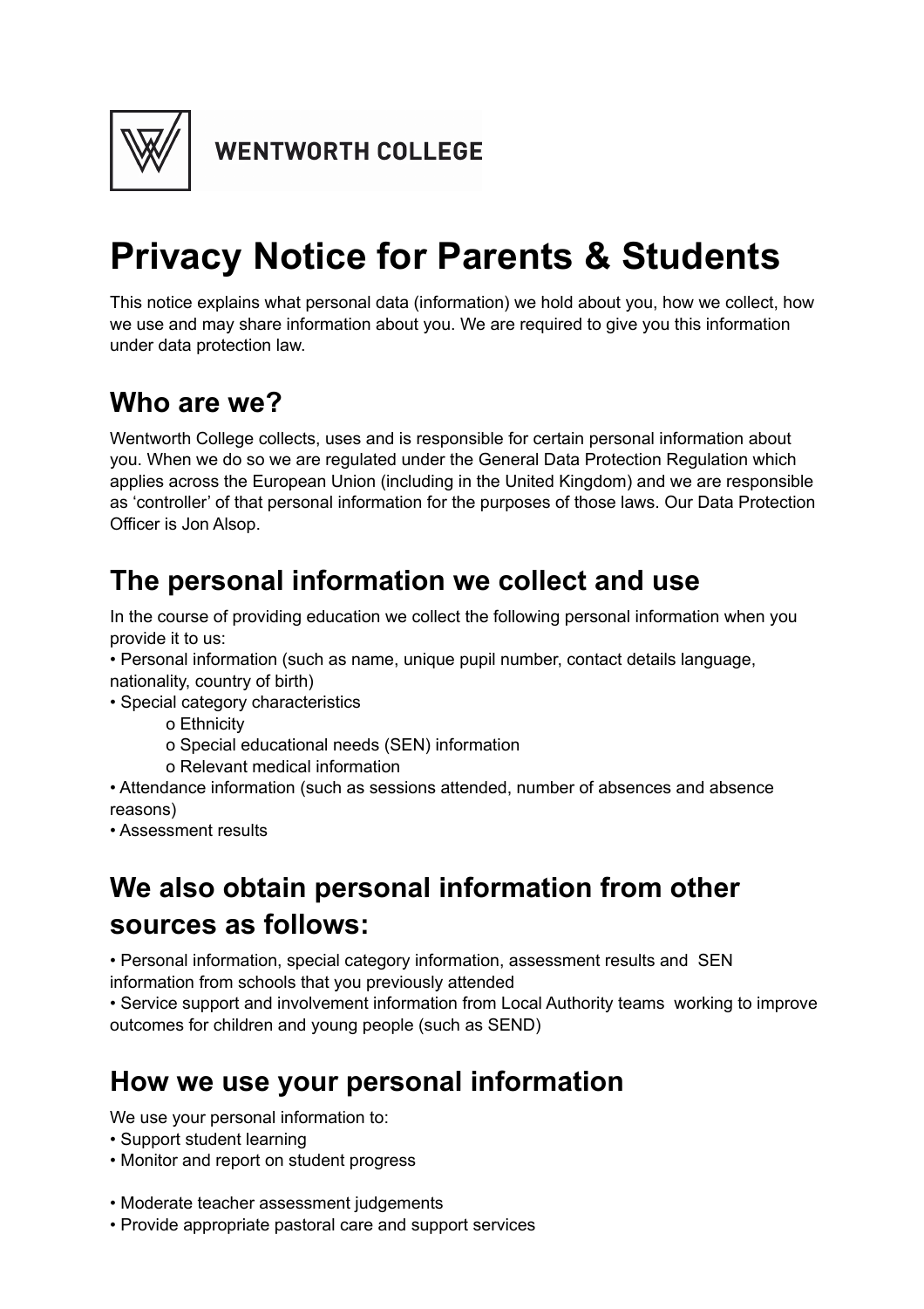WENTWORTH COLLEGE

# Privacy Notice for Parents & Students

This notice explains what personal data (information) we hold about you, how we collect, how we use and may share information about you. We are required to give you this information under data protection law.

## Who are we?

Wentworth College collects, uses and is responsible for certain personal information about you. When we do so we are regulated under the General Data Protection Regulation which applies across the European Union (including in the United Kingdom) and we are responsible as 'controller' of that personal information for the purposes of those laws. Our Data Protection Officer is Jon Alsop.

## The personal information we collect and use

In the course of providing education we collect the following personal information when you provide it to us:

- Personal information (such as name, unique pupil number, contact details language, nationality, country of birth)
- Special category characteristics
  - Ethnicity
  - Special educational needs (SEN) information
  - Relevant medical information
- Attendance information (such as sessions attended, number of absences and absence reasons)
- Assessment results

## We also obtain personal information from other sources as follows:

- Personal information, special category information, assessment results and SEN information from schools that you previously attended
- Service support and involvement information from Local Authority teams working to improve outcomes for children and young people (such as SEND)

## How we use your personal information

We use your personal information to:

- Support student learning
- Monitor and report on student progress
- Moderate teacher assessment judgements
- Provide appropriate pastoral care and support services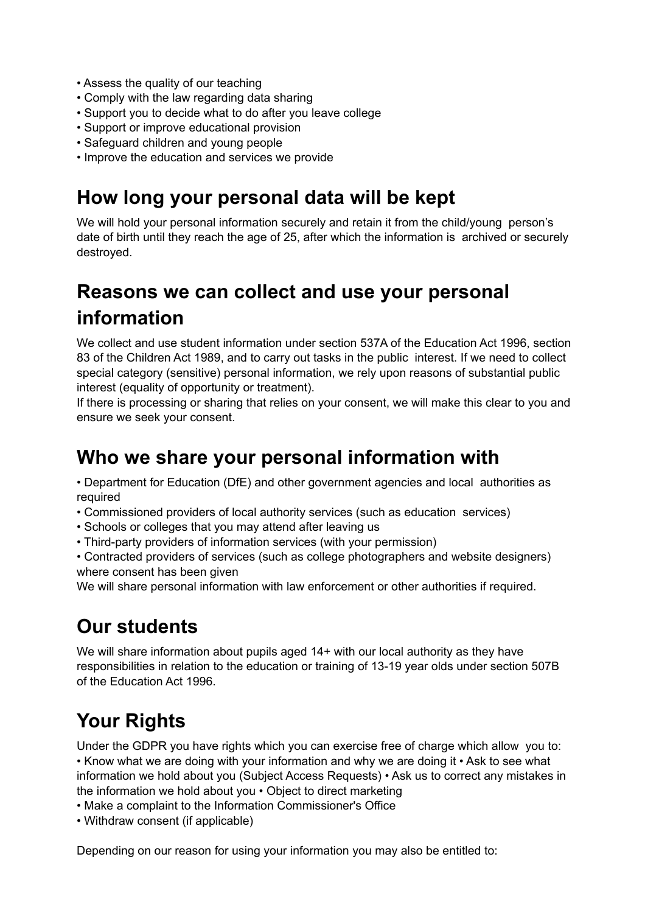- Assess the quality of our teaching
- Comply with the law regarding data sharing
- Support you to decide what to do after you leave college
- Support or improve educational provision
- Safeguard children and young people
- Improve the education and services we provide

## How long your personal data will be kept

We will hold your personal information securely and retain it from the child/young person's date of birth until they reach the age of 25, after which the information is archived or securely destroyed.

## Reasons we can collect and use your personal information

We collect and use student information under section 537A of the Education Act 1996, section 83 of the Children Act 1989, and to carry out tasks in the public interest. If we need to collect special category (sensitive) personal information, we rely upon reasons of substantial public interest (equality of opportunity or treatment).
If there is processing or sharing that relies on your consent, we will make this clear to you and ensure we seek your consent.

## Who we share your personal information with

- Department for Education (DfE) and other government agencies and local authorities as required
- Commissioned providers of local authority services (such as education services)
- Schools or colleges that you may attend after leaving us
- Third-party providers of information services (with your permission)
- Contracted providers of services (such as college photographers and website designers) where consent has been given

We will share personal information with law enforcement or other authorities if required.

## Our students

We will share information about pupils aged 14+ with our local authority as they have responsibilities in relation to the education or training of 13-19 year olds under section 507B of the Education Act 1996.

## Your Rights

Under the GDPR you have rights which you can exercise free of charge which allow you to:

- Know what we are doing with your information and why we are doing it
- Ask to see what information we hold about you (Subject Access Requests)
- Ask us to correct any mistakes in the information we hold about you
- Object to direct marketing
- Make a complaint to the Information Commissioner's Office
- Withdraw consent (if applicable)

Depending on our reason for using your information you may also be entitled to: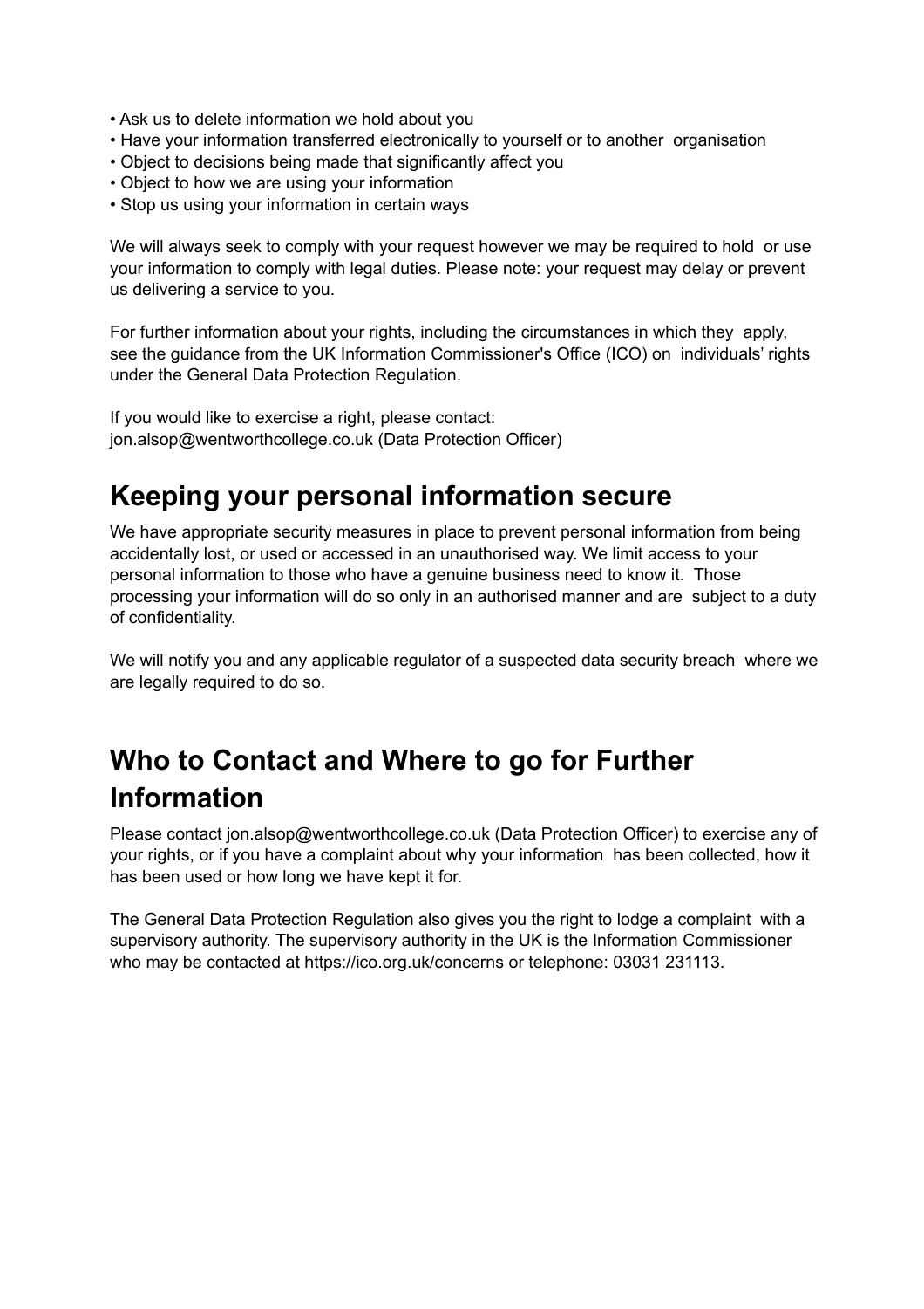- Ask us to delete information we hold about you
- Have your information transferred electronically to yourself or to another organisation
- Object to decisions being made that significantly affect you
- Object to how we are using your information
- Stop us using your information in certain ways

We will always seek to comply with your request however we may be required to hold or use your information to comply with legal duties. Please note: your request may delay or prevent us delivering a service to you.

For further information about your rights, including the circumstances in which they apply, see the guidance from the UK Information Commissioner's Office (ICO) on individuals' rights under the General Data Protection Regulation.

If you would like to exercise a right, please contact:
jon.alsop@wentworthcollege.co.uk (Data Protection Officer)

## Keeping your personal information secure

We have appropriate security measures in place to prevent personal information from being accidentally lost, or used or accessed in an unauthorised way. We limit access to your personal information to those who have a genuine business need to know it. Those processing your information will do so only in an authorised manner and are subject to a duty of confidentiality.

We will notify you and any applicable regulator of a suspected data security breach where we are legally required to do so.

## Who to Contact and Where to go for Further Information

Please contact jon.alsop@wentworthcollege.co.uk (Data Protection Officer) to exercise any of your rights, or if you have a complaint about why your information has been collected, how it has been used or how long we have kept it for.

The General Data Protection Regulation also gives you the right to lodge a complaint with a supervisory authority. The supervisory authority in the UK is the Information Commissioner who may be contacted at https://ico.org.uk/concerns or telephone: 03031 231113.